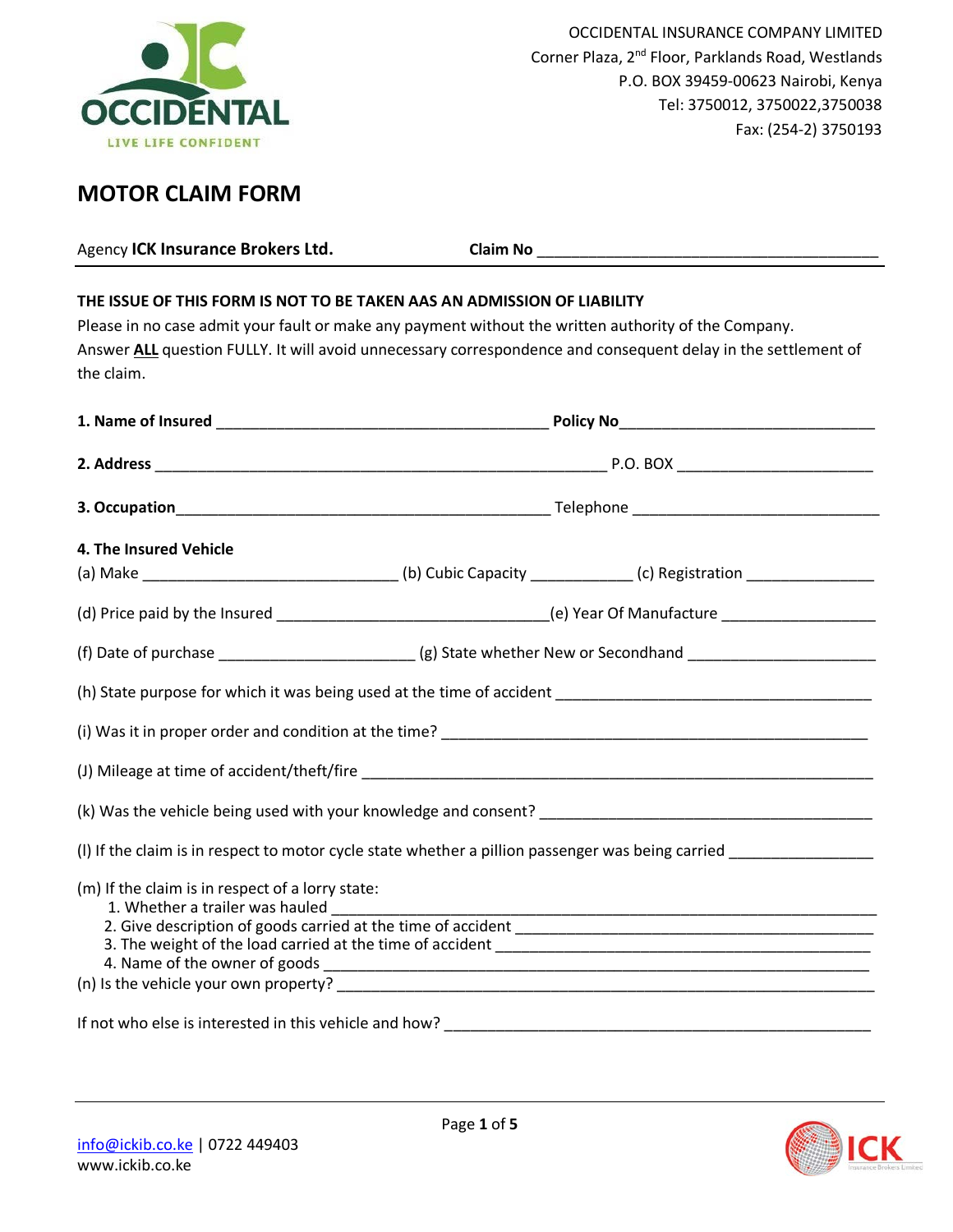OCCIDENTAL INSURANCE COMPANY LIMITED
Corner Plaza, 2nd Floor, Parklands Road, Westlands
P.O. BOX 39459-00623 Nairobi, Kenya
Tel: 3750012, 3750022,3750038
Fax: (254-2) 3750193

# MOTOR CLAIM FORM

Agency **ICK Insurance Brokers Ltd.** **Claim No** ________________________________________

**THE ISSUE OF THIS FORM IS NOT TO BE TAKEN AAS AN ADMISSION OF LIABILITY**

Please in no case admit your fault or make any payment without the written authority of the Company. Answer **ALL** question FULLY. It will avoid unnecessary correspondence and consequent delay in the settlement of the claim.

**1. Name of Insured** ________________________________________ **Policy No**______________________________

**2. Address** ______________________________________________________ P.O. BOX _______________________

**3. Occupation**_____________________________________________ Telephone ____________________________

**4. The Insured Vehicle**

(a) Make ______________________________ (b) Cubic Capacity ____________ (c) Registration _______________

(d) Price paid by the Insured ________________________________(e) Year Of Manufacture __________________

(f) Date of purchase _______________________ (g) State whether New or Secondhand ______________________

(h) State purpose for which it was being used at the time of accident _____________________________________

(i) Was it in proper order and condition at the time? __________________________________________________

(J) Mileage at time of accident/theft/fire ____________________________________________________________

(k) Was the vehicle being used with your knowledge and consent? ________________________________________

(l) If the claim is in respect to motor cycle state whether a pillion passenger was being carried ________________

(m) If the claim is in respect of a lorry state:

1. Whether a trailer was hauled ____________________________________________________________
2. Give description of goods carried at the time of accident ____________________________________________
3. The weight of the load carried at the time of accident _______________________________________________
4. Name of the owner of goods ____________________________________________________________

(n) Is the vehicle your own property? ______________________________________________________________

If not who else is interested in this vehicle and how? __________________________________________________

info@ickib.co.ke | 0722 449403
www.ickib.co.ke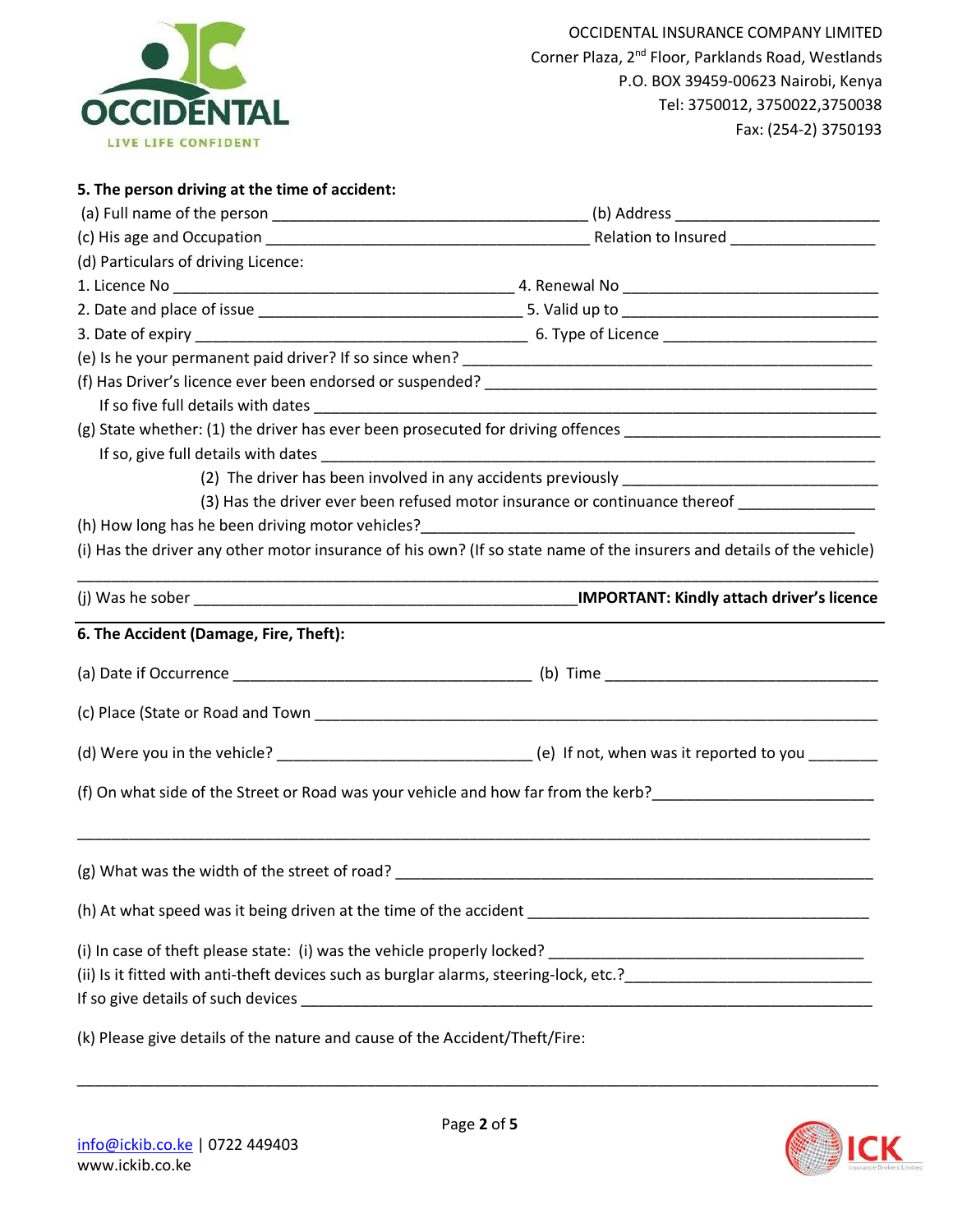OCCIDENTAL INSURANCE COMPANY LIMITED
Corner Plaza, 2nd Floor, Parklands Road, Westlands
P.O. BOX 39459-00623 Nairobi, Kenya
Tel: 3750012, 3750022,3750038
Fax: (254-2) 3750193

**5. The person driving at the time of accident:**

(a) Full name of the person ____________________________________ (b) Address _______________________

(c) His age and Occupation _____________________________________ Relation to Insured ________________

(d) Particulars of driving Licence:

1. Licence No _______________________________________ 4. Renewal No _____________________________

2. Date and place of issue ______________________________ 5. Valid up to _____________________________

3. Date of expiry ______________________________________ 6. Type of Licence ________________________

(e) Is he your permanent paid driver? If so since when? _______________________________________________

(f) Has Driver's licence ever been endorsed or suspended? _____________________________________________

If so five full details with dates ______________________________________________________________

(g) State whether: (1) the driver has ever been prosecuted for driving offences _____________________________

If so, give full details with dates _____________________________________________________________

(2) The driver has been involved in any accidents previously ____________________________

(3) Has the driver ever been refused motor insurance or continuance thereof _______________

(h) How long has he been driving motor vehicles?_________________________________________________

(i) Has the driver any other motor insurance of his own? (If so state name of the insurers and details of the vehicle)

_______________________________________________________________________________________

(j) Was he sober ____________________________________________ **IMPORTANT: Kindly attach driver's licence**

**6. The Accident (Damage, Fire, Theft):**

(a) Date if Occurrence _________________________________ (b) Time _______________________________

(c) Place (State or Road and Town ______________________________________________________________

(d) Were you in the vehicle? _____________________________ (e) If not, when was it reported to you ________

(f) On what side of the Street or Road was your vehicle and how far from the kerb?________________________

_______________________________________________________________________________________

(g) What was the width of the street of road? _____________________________________________________

(h) At what speed was it being driven at the time of the accident ______________________________________

(i) In case of theft please state: (i) was the vehicle properly locked? ___________________________________

(ii) Is it fitted with anti-theft devices such as burglar alarms, steering-lock, etc.?__________________________

If so give details of such devices _______________________________________________________________

(k) Please give details of the nature and cause of the Accident/Theft/Fire:

_______________________________________________________________________________________

info@ickib.co.ke | 0722 449403
www.ickib.co.ke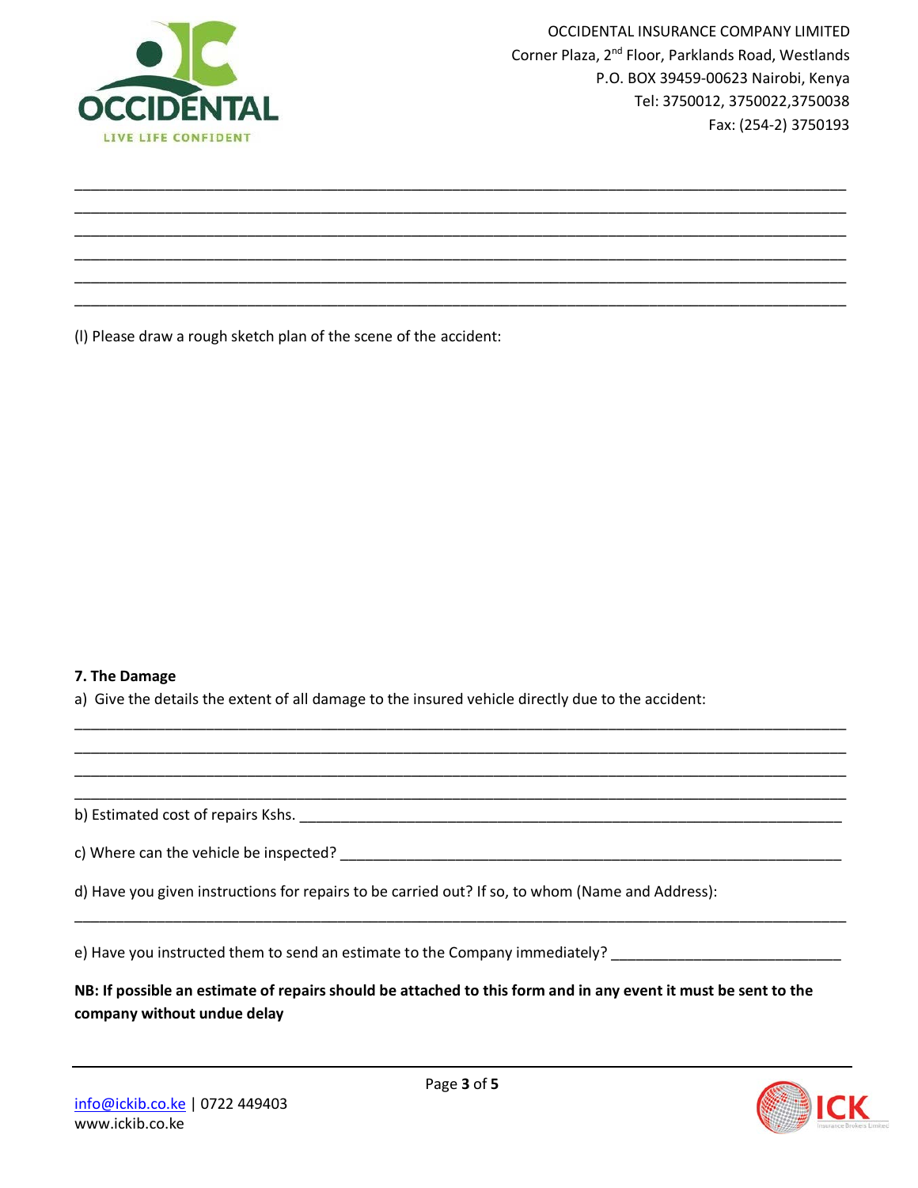___________________________________________________________________________________________
___________________________________________________________________________________________
___________________________________________________________________________________________
___________________________________________________________________________________________
___________________________________________________________________________________________
___________________________________________________________________________________________

(l) Please draw a rough sketch plan of the scene of the accident:

**7. The Damage**

a) Give the details the extent of all damage to the insured vehicle directly due to the accident:

___________________________________________________________________________________________
___________________________________________________________________________________________
___________________________________________________________________________________________
___________________________________________________________________________________________

b) Estimated cost of repairs Kshs. ______________________________________________________________

c) Where can the vehicle be inspected? __________________________________________________________

d) Have you given instructions for repairs to be carried out? If so, to whom (Name and Address):

___________________________________________________________________________________________

e) Have you instructed them to send an estimate to the Company immediately? ___________________________

**NB: If possible an estimate of repairs should be attached to this form and in any event it must be sent to the company without undue delay**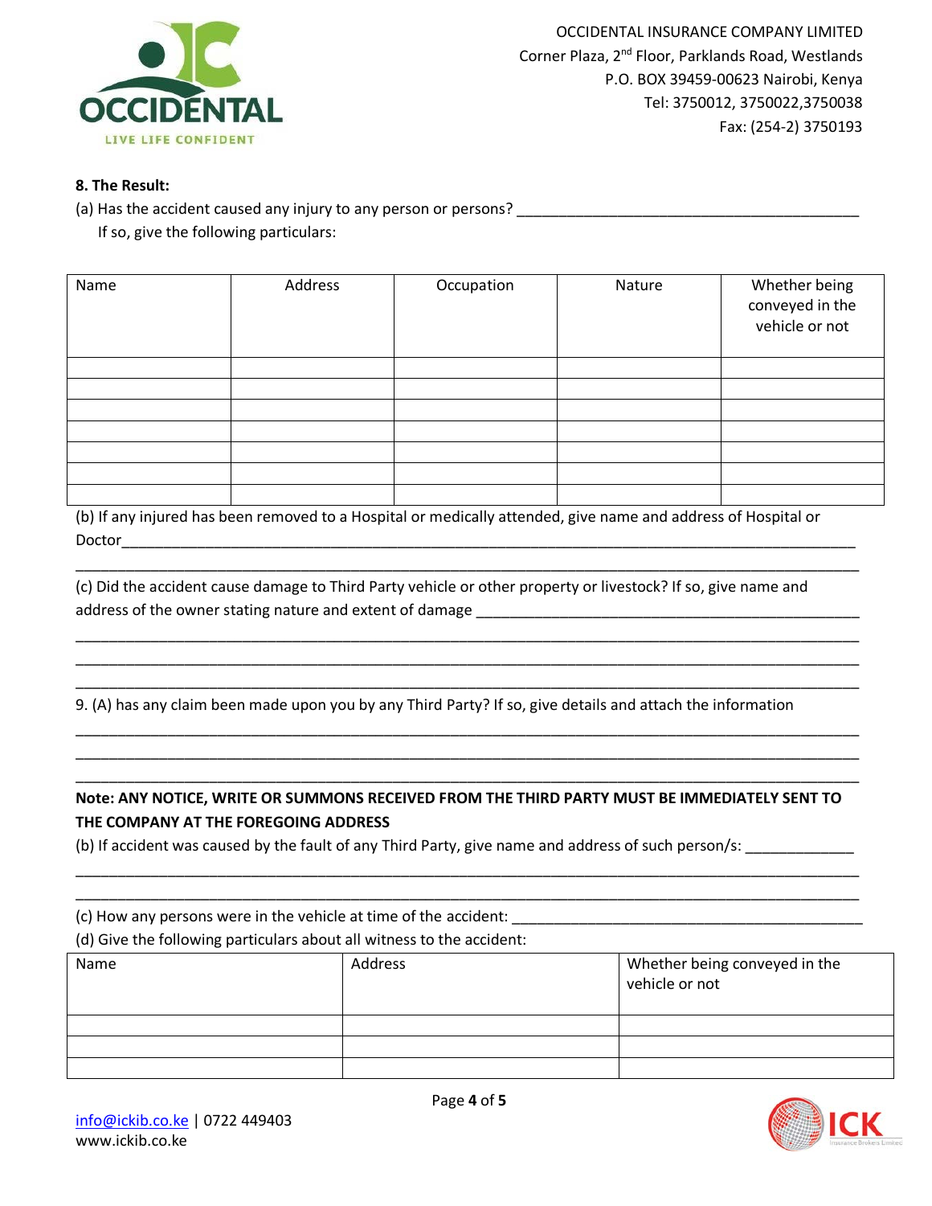OCCIDENTAL INSURANCE COMPANY LIMITED
Corner Plaza, 2nd Floor, Parklands Road, Westlands
P.O. BOX 39459-00623 Nairobi, Kenya
Tel: 3750012, 3750022,3750038
Fax: (254-2) 3750193

**8. The Result:**

(a) Has the accident caused any injury to any person or persons? ___________________________________________

If so, give the following particulars:

| Name | Address | Occupation | Nature | Whether being conveyed in the vehicle or not |
|---|---|---|---|---|
| | | | | |
| | | | | |
| | | | | |
| | | | | |
| | | | | |
| | | | | |
| | | | | |

(b) If any injured has been removed to a Hospital or medically attended, give name and address of Hospital or Doctor_______________________________________________________________________________________________

_______________________________________________________________________________________________

(c) Did the accident cause damage to Third Party vehicle or other property or livestock? If so, give name and address of the owner stating nature and extent of damage _________________________________________________

_______________________________________________________________________________________________

_______________________________________________________________________________________________

_______________________________________________________________________________________________

9. (A) has any claim been made upon you by any Third Party? If so, give details and attach the information

_______________________________________________________________________________________________

_______________________________________________________________________________________________

_______________________________________________________________________________________________

**Note: ANY NOTICE, WRITE OR SUMMONS RECEIVED FROM THE THIRD PARTY MUST BE IMMEDIATELY SENT TO THE COMPANY AT THE FOREGOING ADDRESS**

(b) If accident was caused by the fault of any Third Party, give name and address of such person/s: _____________

_______________________________________________________________________________________________

_______________________________________________________________________________________________

(c) How any persons were in the vehicle at time of the accident: ___________________________________________

(d) Give the following particulars about all witness to the accident:

| Name | Address | Whether being conveyed in the vehicle or not |
|---|---|---|
| | | |
| | | |
| | | |

info@ickib.co.ke | 0722 449403
www.ickib.co.ke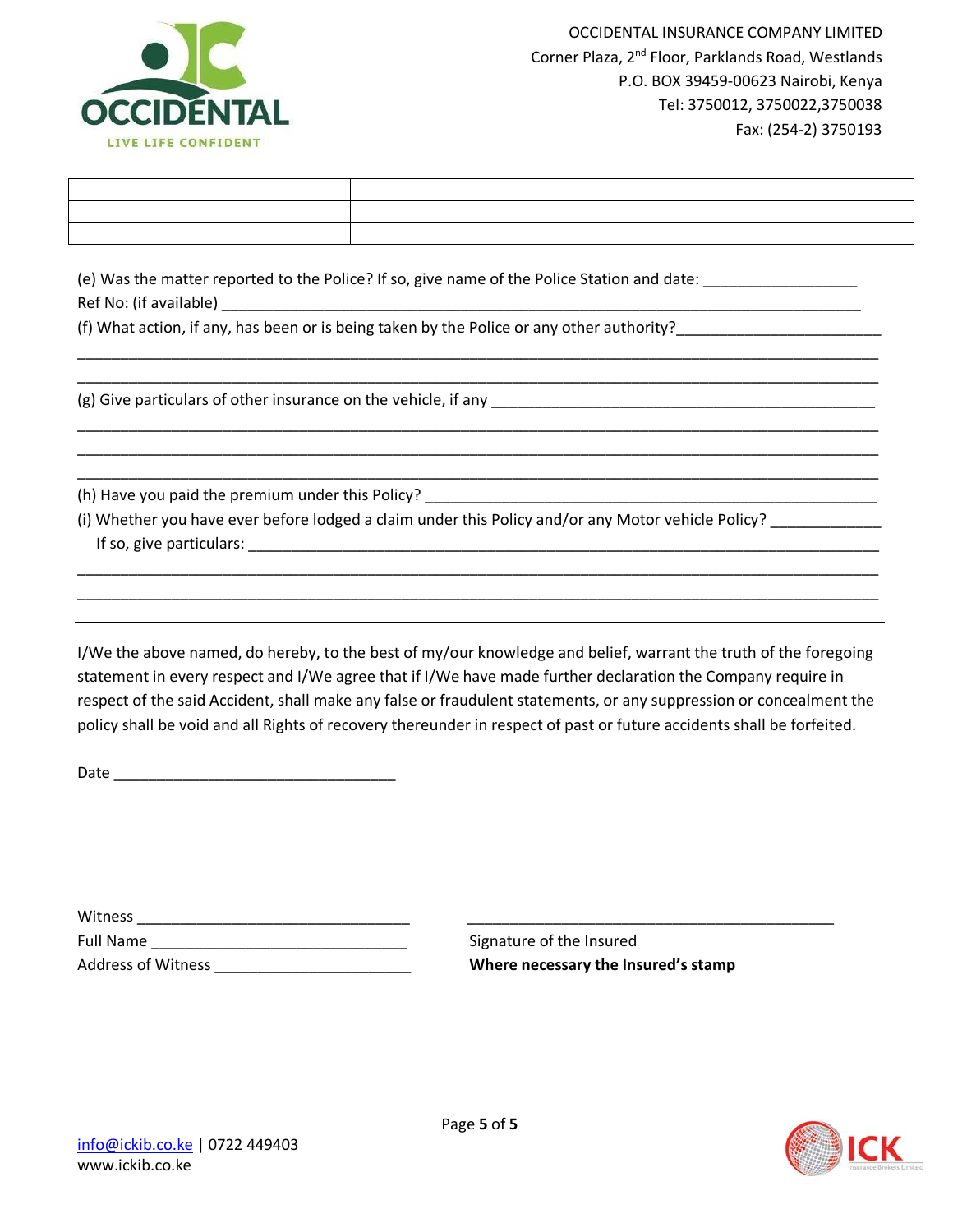OCCIDENTAL INSURANCE COMPANY LIMITED
Corner Plaza, 2nd Floor, Parklands Road, Westlands
P.O. BOX 39459-00623 Nairobi, Kenya
Tel: 3750012, 3750022,3750038
Fax: (254-2) 3750193

| | | |
|---|---|---|
| | | |
| | | |

(e) Was the matter reported to the Police? If so, give name of the Police Station and date: ___________________
Ref No: (if available) ____________________________________________________________________________

(f) What action, if any, has been or is being taken by the Police or any other authority?_________________________
____________________________________________________________________________________________
____________________________________________________________________________________________

(g) Give particulars of other insurance on the vehicle, if any ________________________________________________
____________________________________________________________________________________________
____________________________________________________________________________________________
____________________________________________________________________________________________

(h) Have you paid the premium under this Policy? _______________________________________________________

(i) Whether you have ever before lodged a claim under this Policy and/or any Motor vehicle Policy? _____________
If so, give particulars: ________________________________________________________________________
____________________________________________________________________________________________
____________________________________________________________________________________________

---

I/We the above named, do hereby, to the best of my/our knowledge and belief, warrant the truth of the foregoing statement in every respect and I/We agree that if I/We have made further declaration the Company require in respect of the said Accident, shall make any false or fraudulent statements, or any suppression or concealment the policy shall be void and all Rights of recovery thereunder in respect of past or future accidents shall be forfeited.

Date __________________________________

Witness _________________________________

Full Name _______________________________

Address of Witness ________________________

_____________________________________________
Signature of the Insured
**Where necessary the Insured's stamp**

info@ickib.co.ke | 0722 449403
www.ickib.co.ke